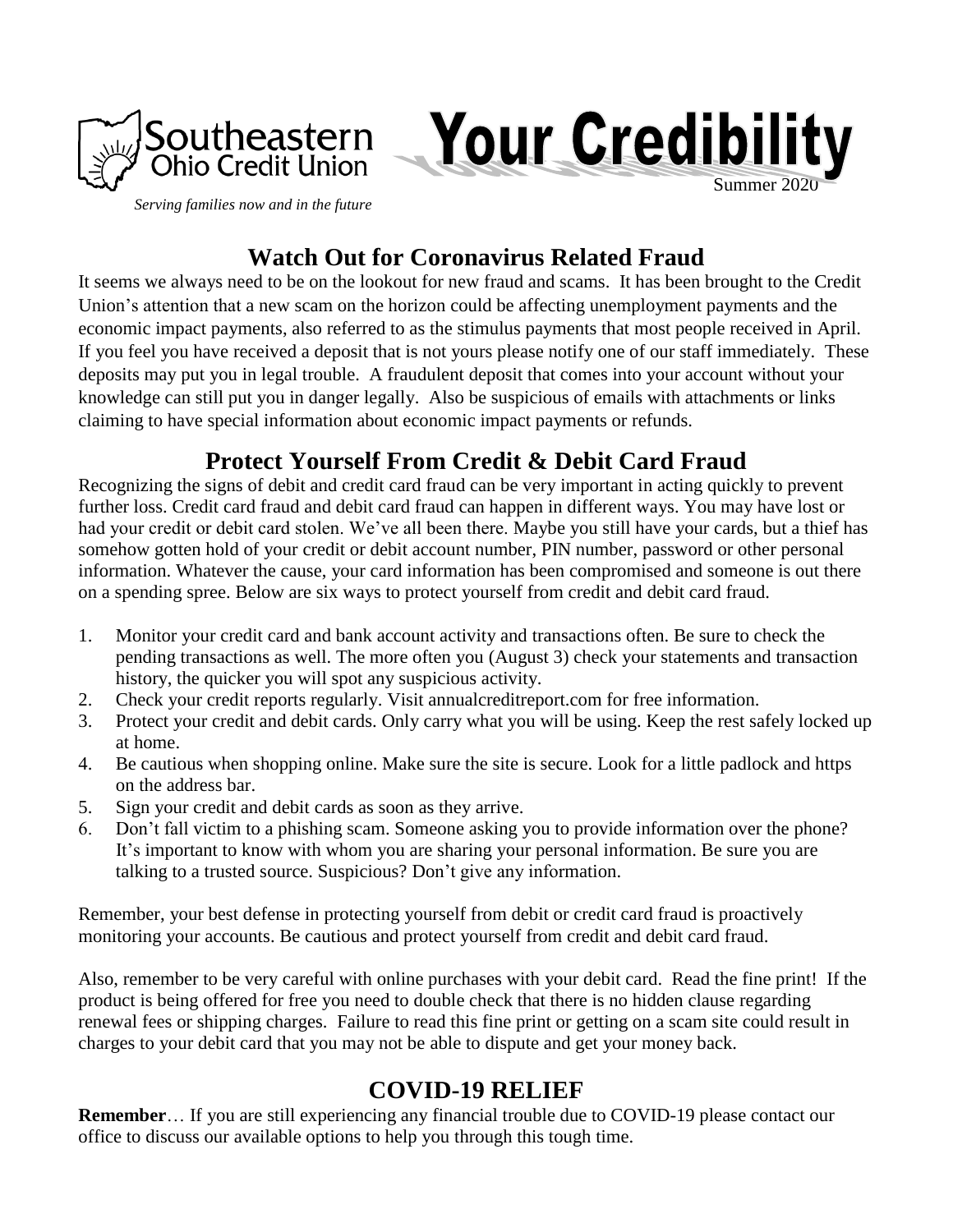Southeastern Ohio Credit Union

*Serving families now and in the future*

# Your Credibility

Summer 2020

## Watch Out for Coronavirus Related Fraud

It seems we always need to be on the lookout for new fraud and scams. It has been brought to the Credit Union's attention that a new scam on the horizon could be affecting unemployment payments and the economic impact payments, also referred to as the stimulus payments that most people received in April. If you feel you have received a deposit that is not yours please notify one of our staff immediately. These deposits may put you in legal trouble. A fraudulent deposit that comes into your account without your knowledge can still put you in danger legally. Also be suspicious of emails with attachments or links claiming to have special information about economic impact payments or refunds.

## Protect Yourself From Credit & Debit Card Fraud

Recognizing the signs of debit and credit card fraud can be very important in acting quickly to prevent further loss. Credit card fraud and debit card fraud can happen in different ways. You may have lost or had your credit or debit card stolen. We've all been there. Maybe you still have your cards, but a thief has somehow gotten hold of your credit or debit account number, PIN number, password or other personal information. Whatever the cause, your card information has been compromised and someone is out there on a spending spree. Below are six ways to protect yourself from credit and debit card fraud.

1. Monitor your credit card and bank account activity and transactions often. Be sure to check the pending transactions as well. The more often you (August 3) check your statements and transaction history, the quicker you will spot any suspicious activity.
2. Check your credit reports regularly. Visit annualcreditreport.com for free information.
3. Protect your credit and debit cards. Only carry what you will be using. Keep the rest safely locked up at home.
4. Be cautious when shopping online. Make sure the site is secure. Look for a little padlock and https on the address bar.
5. Sign your credit and debit cards as soon as they arrive.
6. Don't fall victim to a phishing scam. Someone asking you to provide information over the phone? It's important to know with whom you are sharing your personal information. Be sure you are talking to a trusted source. Suspicious? Don't give any information.

Remember, your best defense in protecting yourself from debit or credit card fraud is proactively monitoring your accounts. Be cautious and protect yourself from credit and debit card fraud.

Also, remember to be very careful with online purchases with your debit card. Read the fine print! If the product is being offered for free you need to double check that there is no hidden clause regarding renewal fees or shipping charges. Failure to read this fine print or getting on a scam site could result in charges to your debit card that you may not be able to dispute and get your money back.

## COVID-19 RELIEF

**Remember**… If you are still experiencing any financial trouble due to COVID-19 please contact our office to discuss our available options to help you through this tough time.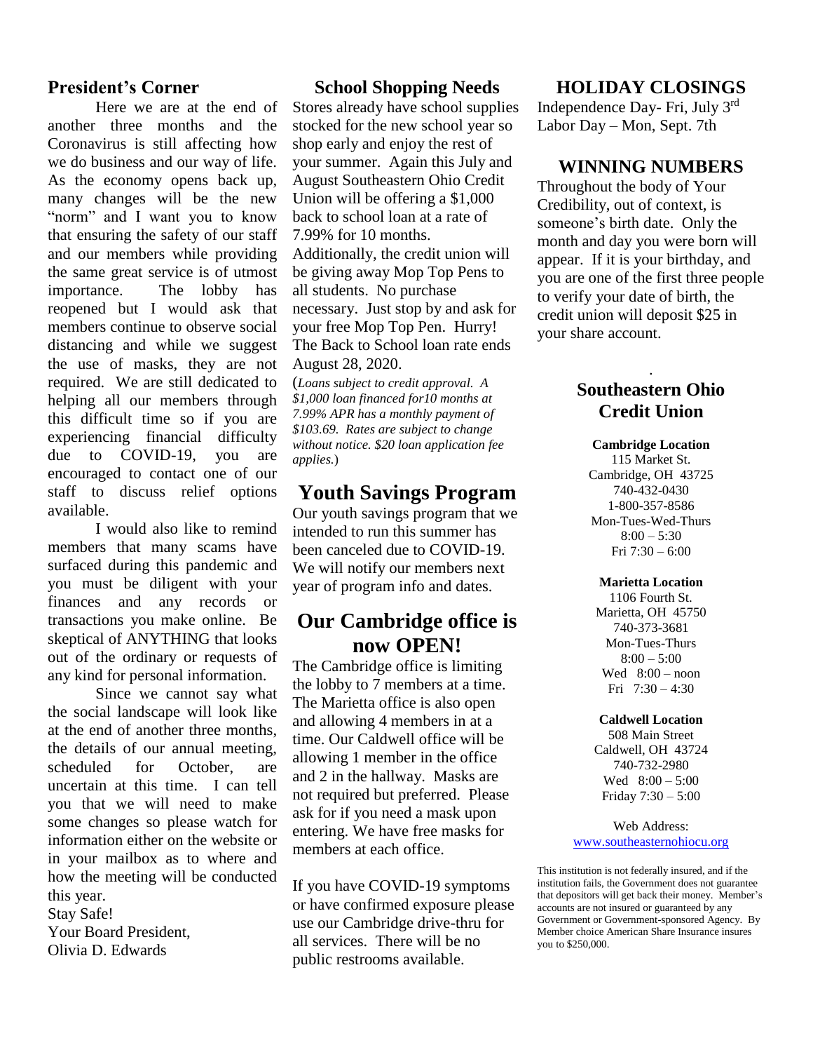## President's Corner

Here we are at the end of another three months and the Coronavirus is still affecting how we do business and our way of life. As the economy opens back up, many changes will be the new "norm" and I want you to know that ensuring the safety of our staff and our members while providing the same great service is of utmost importance. The lobby has reopened but I would ask that members continue to observe social distancing and while we suggest the use of masks, they are not required. We are still dedicated to helping all our members through this difficult time so if you are experiencing financial difficulty due to COVID-19, you are encouraged to contact one of our staff to discuss relief options available.

I would also like to remind members that many scams have surfaced during this pandemic and you must be diligent with your finances and any records or transactions you make online. Be skeptical of ANYTHING that looks out of the ordinary or requests of any kind for personal information.

Since we cannot say what the social landscape will look like at the end of another three months, the details of our annual meeting, scheduled for October, are uncertain at this time. I can tell you that we will need to make some changes so please watch for information either on the website or in your mailbox as to where and how the meeting will be conducted this year.

Stay Safe!
Your Board President,
Olivia D. Edwards

## School Shopping Needs

Stores already have school supplies stocked for the new school year so shop early and enjoy the rest of your summer. Again this July and August Southeastern Ohio Credit Union will be offering a $1,000 back to school loan at a rate of 7.99% for 10 months. Additionally, the credit union will be giving away Mop Top Pens to all students. No purchase necessary. Just stop by and ask for your free Mop Top Pen. Hurry! The Back to School loan rate ends August 28, 2020.

(*Loans subject to credit approval. A $1,000 loan financed for10 months at 7.99% APR has a monthly payment of $103.69. Rates are subject to change without notice. $20 loan application fee applies.*)

## Youth Savings Program

Our youth savings program that we intended to run this summer has been canceled due to COVID-19. We will notify our members next year of program info and dates.

## Our Cambridge office is now OPEN!

The Cambridge office is limiting the lobby to 7 members at a time. The Marietta office is also open and allowing 4 members in at a time. Our Caldwell office will be allowing 1 member in the office and 2 in the hallway. Masks are not required but preferred. Please ask for if you need a mask upon entering. We have free masks for members at each office.

If you have COVID-19 symptoms or have confirmed exposure please use our Cambridge drive-thru for all services. There will be no public restrooms available.

## HOLIDAY CLOSINGS

Independence Day- Fri, July 3rd
Labor Day – Mon, Sept. 7th

## WINNING NUMBERS

Throughout the body of Your Credibility, out of context, is someone's birth date. Only the month and day you were born will appear. If it is your birthday, and you are one of the first three people to verify your date of birth, the credit union will deposit $25 in your share account.

## Southeastern Ohio Credit Union

**Cambridge Location**
115 Market St.
Cambridge, OH 43725
740-432-0430
1-800-357-8586
Mon-Tues-Wed-Thurs
8:00 – 5:30
Fri 7:30 – 6:00

**Marietta Location**
1106 Fourth St.
Marietta, OH 45750
740-373-3681
Mon-Tues-Thurs
8:00 – 5:00
Wed 8:00 – noon
Fri 7:30 – 4:30

**Caldwell Location**
508 Main Street
Caldwell, OH 43724
740-732-2980
Wed 8:00 – 5:00
Friday 7:30 – 5:00

Web Address:
www.southeasternohiocu.org

This institution is not federally insured, and if the institution fails, the Government does not guarantee that depositors will get back their money. Member's accounts are not insured or guaranteed by any Government or Government-sponsored Agency. By Member choice American Share Insurance insures you to $250,000.